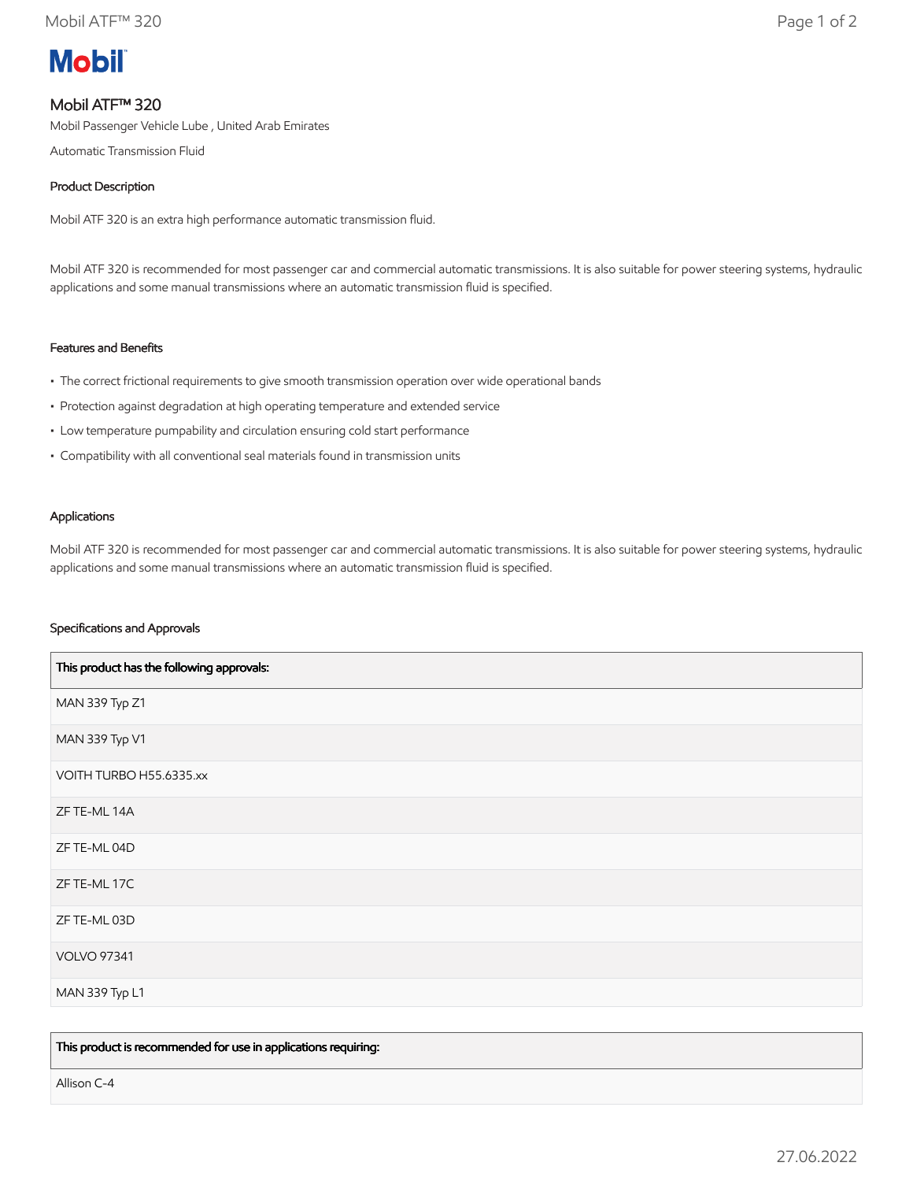Mobil

# Mobil ATF™ 320

Mobil Passenger Vehicle Lube , United Arab Emirates

Automatic Transmission Fluid

## Product Description

Mobil ATF 320 is an extra high performance automatic transmission fluid.

Mobil ATF 320 is recommended for most passenger car and commercial automatic transmissions. It is also suitable for power steering systems, hydraulic applications and some manual transmissions where an automatic transmission fluid is specified.

## Features and Benefits

- The correct frictional requirements to give smooth transmission operation over wide operational bands
- Protection against degradation at high operating temperature and extended service
- Low temperature pumpability and circulation ensuring cold start performance
- Compatibility with all conventional seal materials found in transmission units

## Applications

Mobil ATF 320 is recommended for most passenger car and commercial automatic transmissions. It is also suitable for power steering systems, hydraulic applications and some manual transmissions where an automatic transmission fluid is specified.

## Specifications and Approvals

| This product has the following approvals: |
|---|
| MAN 339 Typ Z1 |
| MAN 339 Typ V1 |
| VOITH TURBO H55.6335.xx |
| ZF TE-ML 14A |
| ZF TE-ML 04D |
| ZF TE-ML 17C |
| ZF TE-ML 03D |
| VOLVO 97341 |
| MAN 339 Typ L1 |

| This product is recommended for use in applications requiring: |
|---|
| Allison C-4 |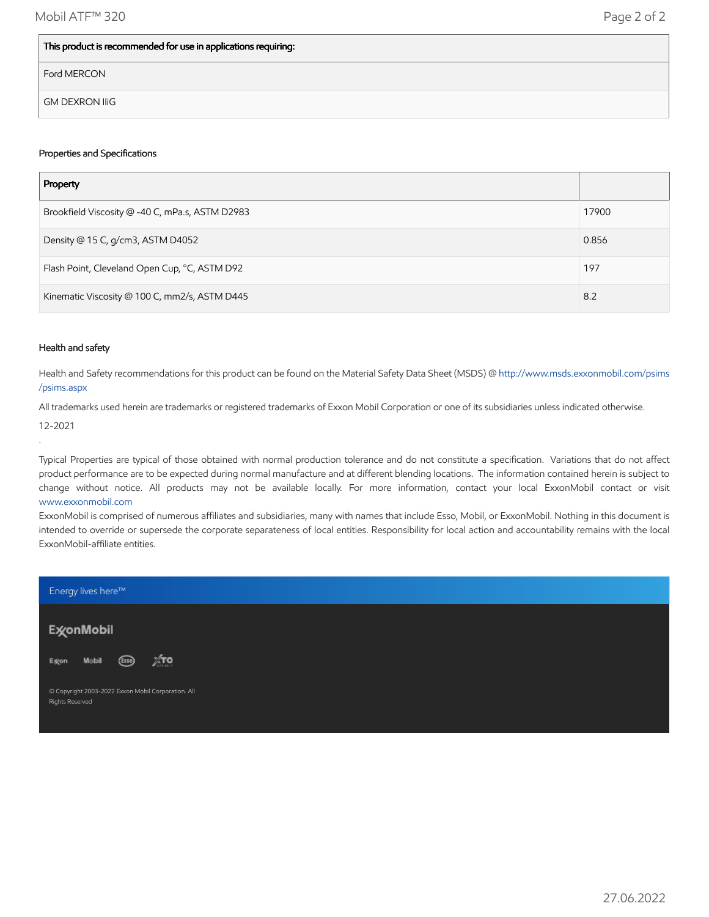| This product is recommended for use in applications requiring: |
| --- |
| Ford MERCON |
| GM DEXRON IIiG |

### Properties and Specifications

| Property | |
| --- | --- |
| Brookfield Viscosity @ -40 C, mPa.s, ASTM D2983 | 17900 |
| Density @ 15 C, g/cm3, ASTM D4052 | 0.856 |
| Flash Point, Cleveland Open Cup, °C, ASTM D92 | 197 |
| Kinematic Viscosity @ 100 C, mm2/s, ASTM D445 | 8.2 |

### Health and safety

Health and Safety recommendations for this product can be found on the Material Safety Data Sheet (MSDS) @ http://www.msds.exxonmobil.com/psims/psims.aspx

All trademarks used herein are trademarks or registered trademarks of Exxon Mobil Corporation or one of its subsidiaries unless indicated otherwise.

12-2021

.

Typical Properties are typical of those obtained with normal production tolerance and do not constitute a specification. Variations that do not affect product performance are to be expected during normal manufacture and at different blending locations. The information contained herein is subject to change without notice. All products may not be available locally. For more information, contact your local ExxonMobil contact or visit www.exxonmobil.com

ExxonMobil is comprised of numerous affiliates and subsidiaries, many with names that include Esso, Mobil, or ExxonMobil. Nothing in this document is intended to override or supersede the corporate separateness of local entities. Responsibility for local action and accountability remains with the local ExxonMobil-affiliate entities.

Energy lives here™

ExxonMobil

Exxon Mobil Esso XTO

© Copyright 2003-2022 Exxon Mobil Corporation. All Rights Reserved

27.06.2022